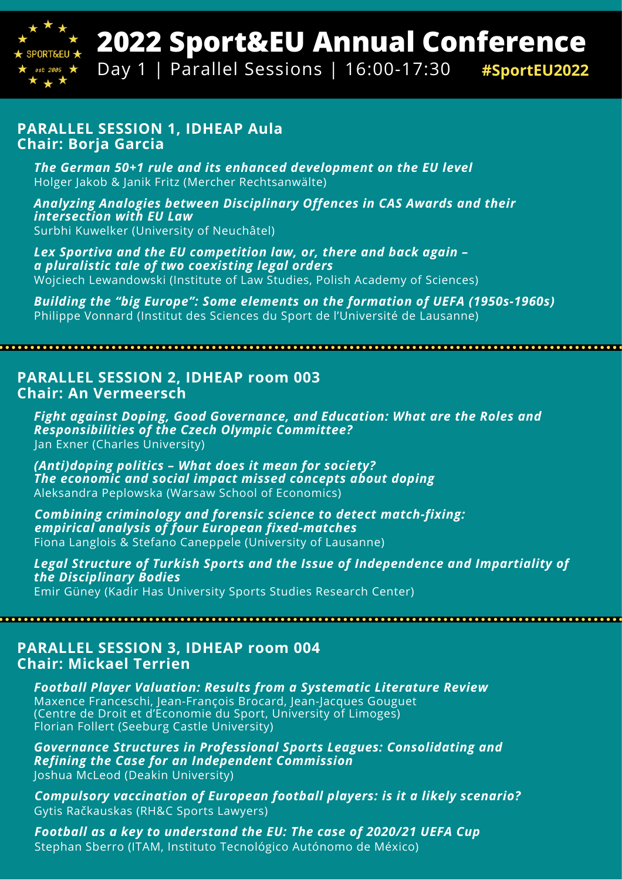# 2022 Sport&EU Annual Conference

Day 1 | Parallel Sessions | 16:00-17:30 **#SportEU2022**

## PARALLEL SESSION 1, IDHEAP Aula
## Chair: Borja Garcia

***The German 50+1 rule and its enhanced development on the EU level***
Holger Jakob & Janik Fritz (Mercher Rechtsanwälte)

***Analyzing Analogies between Disciplinary Offences in CAS Awards and their intersection with EU Law***
Surbhi Kuwelker (University of Neuchâtel)

***Lex Sportiva and the EU competition law, or, there and back again – a pluralistic tale of two coexisting legal orders***
Wojciech Lewandowski (Institute of Law Studies, Polish Academy of Sciences)

***Building the "big Europe": Some elements on the formation of UEFA (1950s-1960s)***
Philippe Vonnard (Institut des Sciences du Sport de l'Université de Lausanne)

## PARALLEL SESSION 2, IDHEAP room 003
## Chair: An Vermeersch

***Fight against Doping, Good Governance, and Education: What are the Roles and Responsibilities of the Czech Olympic Committee?***
Jan Exner (Charles University)

***(Anti)doping politics – What does it mean for society? The economic and social impact missed concepts about doping***
Aleksandra Peplowska (Warsaw School of Economics)

***Combining criminology and forensic science to detect match-fixing: empirical analysis of four European fixed-matches***
Fiona Langlois & Stefano Caneppele (University of Lausanne)

***Legal Structure of Turkish Sports and the Issue of Independence and Impartiality of the Disciplinary Bodies***
Emir Güney (Kadir Has University Sports Studies Research Center)

## PARALLEL SESSION 3, IDHEAP room 004
## Chair: Mickael Terrien

***Football Player Valuation: Results from a Systematic Literature Review***
Maxence Franceschi, Jean-François Brocard, Jean-Jacques Gouguet
(Centre de Droit et d'Economie du Sport, University of Limoges)
Florian Follert (Seeburg Castle University)

***Governance Structures in Professional Sports Leagues: Consolidating and Refining the Case for an Independent Commission***
Joshua McLeod (Deakin University)

***Compulsory vaccination of European football players: is it a likely scenario?***
Gytis Račkauskas (RH&C Sports Lawyers)

***Football as a key to understand the EU: The case of 2020/21 UEFA Cup***
Stephan Sberro (ITAM, Instituto Tecnológico Autónomo de México)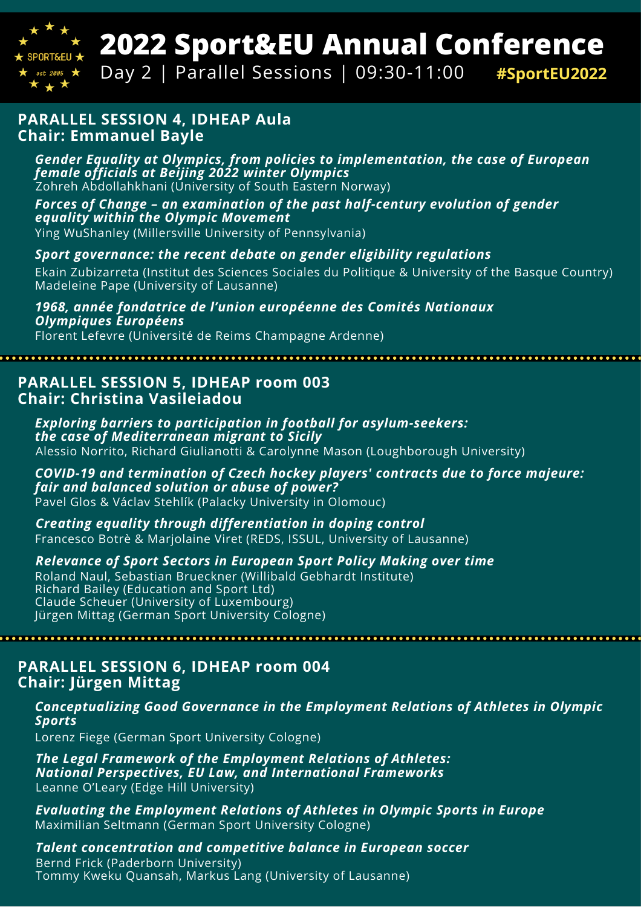# 2022 Sport&EU Annual Conference

Day 2 | Parallel Sessions | 09:30-11:00 **#SportEU2022**

## PARALLEL SESSION 4, IDHEAP Aula
## Chair: Emmanuel Bayle

***Gender Equality at Olympics, from policies to implementation, the case of European female officials at Beijing 2022 winter Olympics***
Zohreh Abdollahkhani (University of South Eastern Norway)

***Forces of Change – an examination of the past half-century evolution of gender equality within the Olympic Movement***
Ying WuShanley (Millersville University of Pennsylvania)

***Sport governance: the recent debate on gender eligibility regulations***
Ekain Zubizarreta (Institut des Sciences Sociales du Politique & University of the Basque Country)
Madeleine Pape (University of Lausanne)

***1968, année fondatrice de l'union européenne des Comités Nationaux Olympiques Européens***
Florent Lefevre (Université de Reims Champagne Ardenne)

## PARALLEL SESSION 5, IDHEAP room 003
## Chair: Christina Vasileiadou

***Exploring barriers to participation in football for asylum-seekers: the case of Mediterranean migrant to Sicily***
Alessio Norrito, Richard Giulianotti & Carolynne Mason (Loughborough University)

***COVID-19 and termination of Czech hockey players' contracts due to force majeure: fair and balanced solution or abuse of power?***
Pavel Glos & Václav Stehlík (Palacky University in Olomouc)

***Creating equality through differentiation in doping control***
Francesco Botrè & Marjolaine Viret (REDS, ISSUL, University of Lausanne)

***Relevance of Sport Sectors in European Sport Policy Making over time***
Roland Naul, Sebastian Brueckner (Willibald Gebhardt Institute)
Richard Bailey (Education and Sport Ltd)
Claude Scheuer (University of Luxembourg)
Jürgen Mittag (German Sport University Cologne)

## PARALLEL SESSION 6, IDHEAP room 004
## Chair: Jürgen Mittag

***Conceptualizing Good Governance in the Employment Relations of Athletes in Olympic Sports***
Lorenz Fiege (German Sport University Cologne)

***The Legal Framework of the Employment Relations of Athletes: National Perspectives, EU Law, and International Frameworks***
Leanne O'Leary (Edge Hill University)

***Evaluating the Employment Relations of Athletes in Olympic Sports in Europe***
Maximilian Seltmann (German Sport University Cologne)

***Talent concentration and competitive balance in European soccer***
Bernd Frick (Paderborn University)
Tommy Kweku Quansah, Markus Lang (University of Lausanne)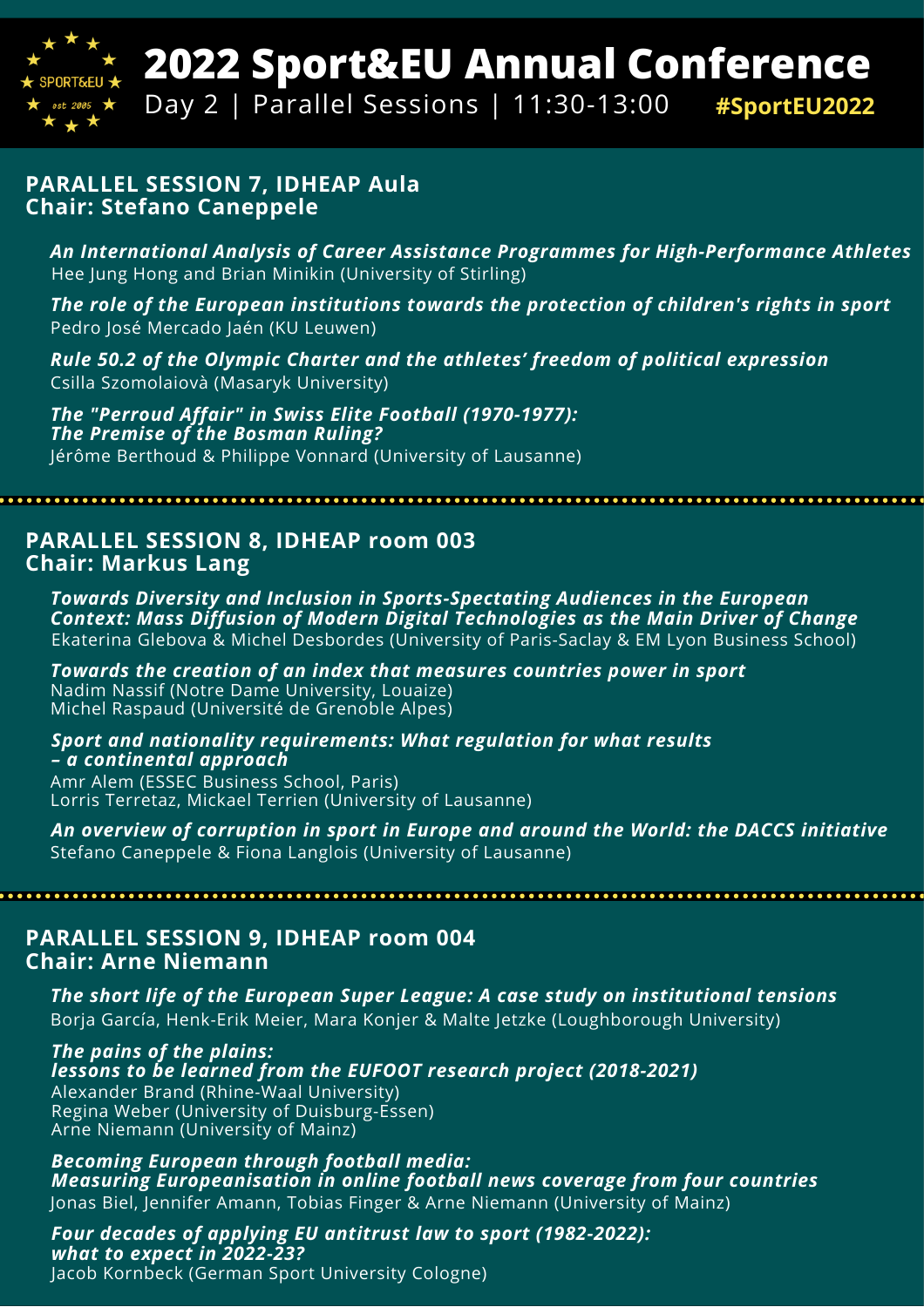★ SPORT&EU ★ est 2005

# 2022 Sport&EU Annual Conference

Day 2 | Parallel Sessions | 11:30-13:00 **#SportEU2022**

## PARALLEL SESSION 7, IDHEAP Aula
## Chair: Stefano Caneppele

***An International Analysis of Career Assistance Programmes for High-Performance Athletes***
Hee Jung Hong and Brian Minikin (University of Stirling)

***The role of the European institutions towards the protection of children's rights in sport***
Pedro José Mercado Jaén (KU Leuven)

***Rule 50.2 of the Olympic Charter and the athletes' freedom of political expression***
Csilla Szomolaiovà (Masaryk University)

***The "Perroud Affair" in Swiss Elite Football (1970-1977): The Premise of the Bosman Ruling?***
Jérôme Berthoud & Philippe Vonnard (University of Lausanne)

## PARALLEL SESSION 8, IDHEAP room 003
## Chair: Markus Lang

***Towards Diversity and Inclusion in Sports-Spectating Audiences in the European Context: Mass Diffusion of Modern Digital Technologies as the Main Driver of Change***
Ekaterina Glebova & Michel Desbordes (University of Paris-Saclay & EM Lyon Business School)

***Towards the creation of an index that measures countries power in sport***
Nadim Nassif (Notre Dame University, Louaize)
Michel Raspaud (Université de Grenoble Alpes)

***Sport and nationality requirements: What regulation for what results – a continental approach***
Amr Alem (ESSEC Business School, Paris)
Lorris Terretaz, Mickael Terrien (University of Lausanne)

***An overview of corruption in sport in Europe and around the World: the DACCS initiative***
Stefano Caneppele & Fiona Langlois (University of Lausanne)

## PARALLEL SESSION 9, IDHEAP room 004
## Chair: Arne Niemann

***The short life of the European Super League: A case study on institutional tensions***
Borja García, Henk-Erik Meier, Mara Konjer & Malte Jetzke (Loughborough University)

***The pains of the plains: lessons to be learned from the EUFOOT research project (2018-2021)***
Alexander Brand (Rhine-Waal University)
Regina Weber (University of Duisburg-Essen)
Arne Niemann (University of Mainz)

***Becoming European through football media: Measuring Europeanisation in online football news coverage from four countries***
Jonas Biel, Jennifer Amann, Tobias Finger & Arne Niemann (University of Mainz)

***Four decades of applying EU antitrust law to sport (1982-2022): what to expect in 2022-23?***
Jacob Kornbeck (German Sport University Cologne)